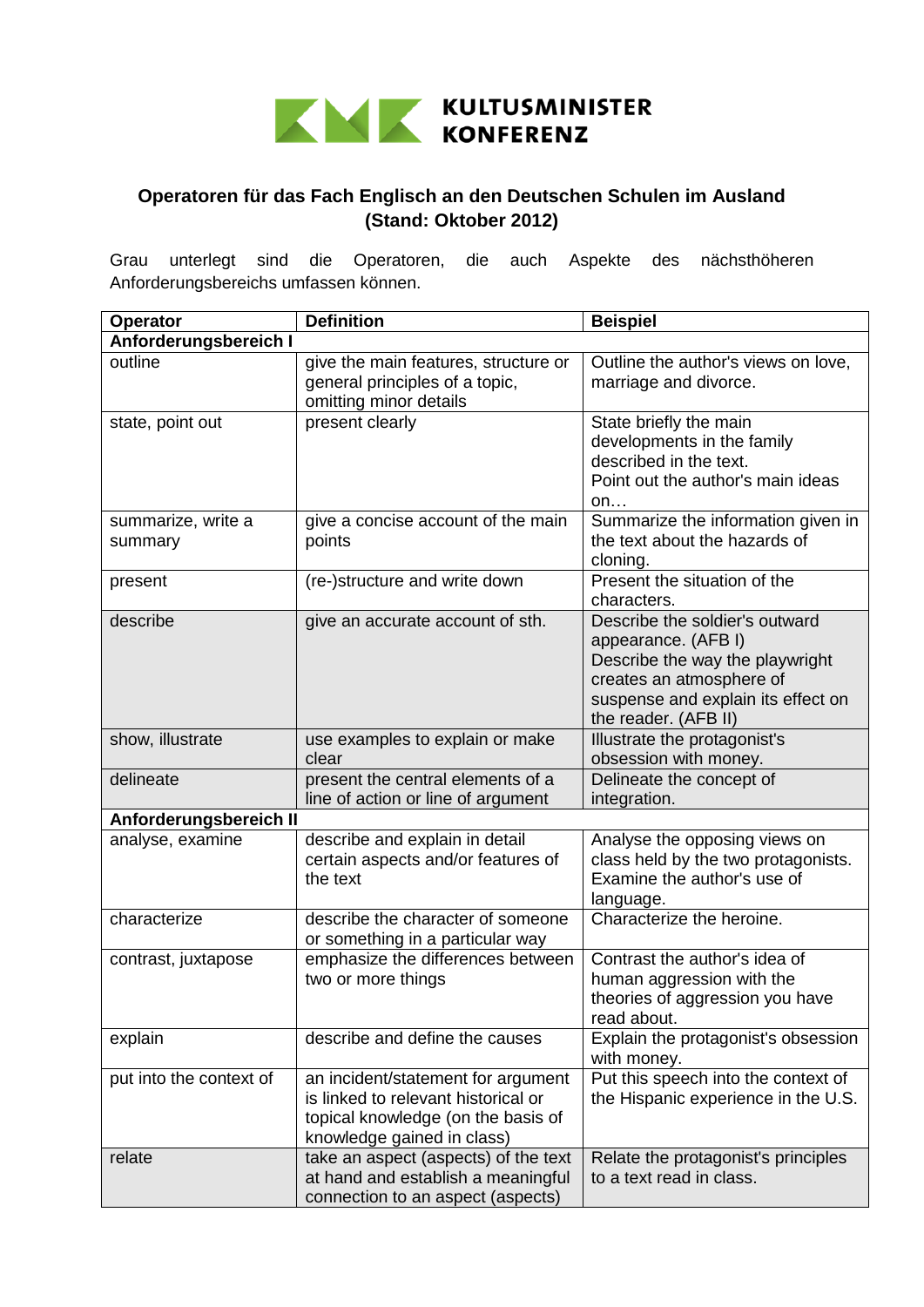KULTUSMINISTER KONFERENZ

## Operatoren für das Fach Englisch an den Deutschen Schulen im Ausland (Stand: Oktober 2012)

Grau unterlegt sind die Operatoren, die auch Aspekte des nächsthöheren Anforderungsbereichs umfassen können.

| Operator | Definition | Beispiel |
|---|---|---|
| **Anforderungsbereich I** | | |
| outline | give the main features, structure or general principles of a topic, omitting minor details | Outline the author's views on love, marriage and divorce. |
| state, point out | present clearly | State briefly the main developments in the family described in the text.<br>Point out the author's main ideas on… |
| summarize, write a summary | give a concise account of the main points | Summarize the information given in the text about the hazards of cloning. |
| present | (re-)structure and write down | Present the situation of the characters. |
| describe | give an accurate account of sth. | Describe the soldier's outward appearance. (AFB I)<br>Describe the way the playwright creates an atmosphere of suspense and explain its effect on the reader. (AFB II) |
| show, illustrate | use examples to explain or make clear | Illustrate the protagonist's obsession with money. |
| delineate | present the central elements of a line of action or line of argument | Delineate the concept of integration. |
| **Anforderungsbereich II** | | |
| analyse, examine | describe and explain in detail certain aspects and/or features of the text | Analyse the opposing views on class held by the two protagonists.<br>Examine the author's use of language. |
| characterize | describe the character of someone or something in a particular way | Characterize the heroine. |
| contrast, juxtapose | emphasize the differences between two or more things | Contrast the author's idea of human aggression with the theories of aggression you have read about. |
| explain | describe and define the causes | Explain the protagonist's obsession with money. |
| put into the context of | an incident/statement for argument is linked to relevant historical or topical knowledge (on the basis of knowledge gained in class) | Put this speech into the context of the Hispanic experience in the U.S. |
| relate | take an aspect (aspects) of the text at hand and establish a meaningful connection to an aspect (aspects) | Relate the protagonist's principles to a text read in class. |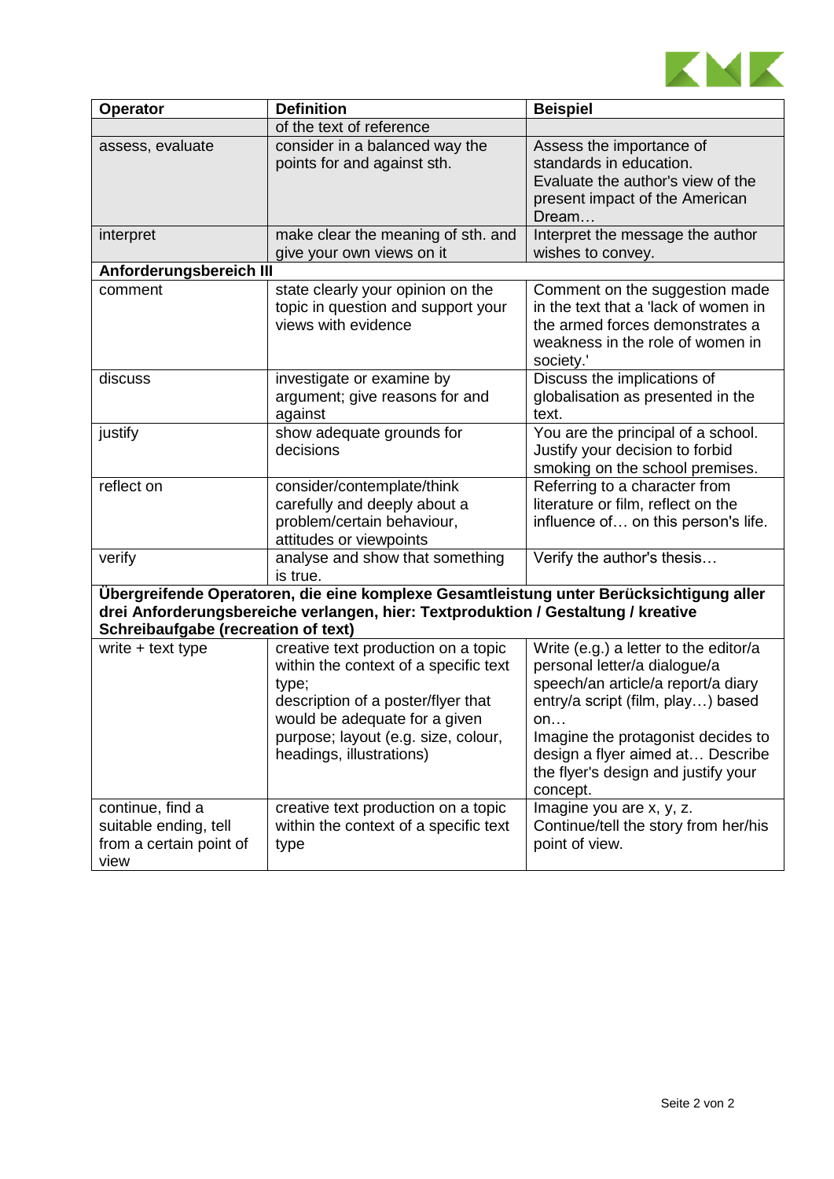| Operator | Definition | Beispiel |
|---|---|---|
| | of the text of reference | |
| assess, evaluate | consider in a balanced way the points for and against sth. | Assess the importance of standards in education. Evaluate the author's view of the present impact of the American Dream… |
| interpret | make clear the meaning of sth. and give your own views on it | Interpret the message the author wishes to convey. |
| **Anforderungsbereich III** | | |
| comment | state clearly your opinion on the topic in question and support your views with evidence | Comment on the suggestion made in the text that a 'lack of women in the armed forces demonstrates a weakness in the role of women in society.' |
| discuss | investigate or examine by argument; give reasons for and against | Discuss the implications of globalisation as presented in the text. |
| justify | show adequate grounds for decisions | You are the principal of a school. Justify your decision to forbid smoking on the school premises. |
| reflect on | consider/contemplate/think carefully and deeply about a problem/certain behaviour, attitudes or viewpoints | Referring to a character from literature or film, reflect on the influence of… on this person's life. |
| verify | analyse and show that something is true. | Verify the author's thesis… |
| **Übergreifende Operatoren, die eine komplexe Gesamtleistung unter Berücksichtigung aller drei Anforderungsbereiche verlangen, hier: Textproduktion / Gestaltung / kreative Schreibaufgabe (recreation of text)** | | |
| write + text type | creative text production on a topic within the context of a specific text type; description of a poster/flyer that would be adequate for a given purpose; layout (e.g. size, colour, headings, illustrations) | Write (e.g.) a letter to the editor/a personal letter/a dialogue/a speech/an article/a report/a diary entry/a script (film, play…) based on… Imagine the protagonist decides to design a flyer aimed at… Describe the flyer's design and justify your concept. |
| continue, find a suitable ending, tell from a certain point of view | creative text production on a topic within the context of a specific text type | Imagine you are x, y, z. Continue/tell the story from her/his point of view. |